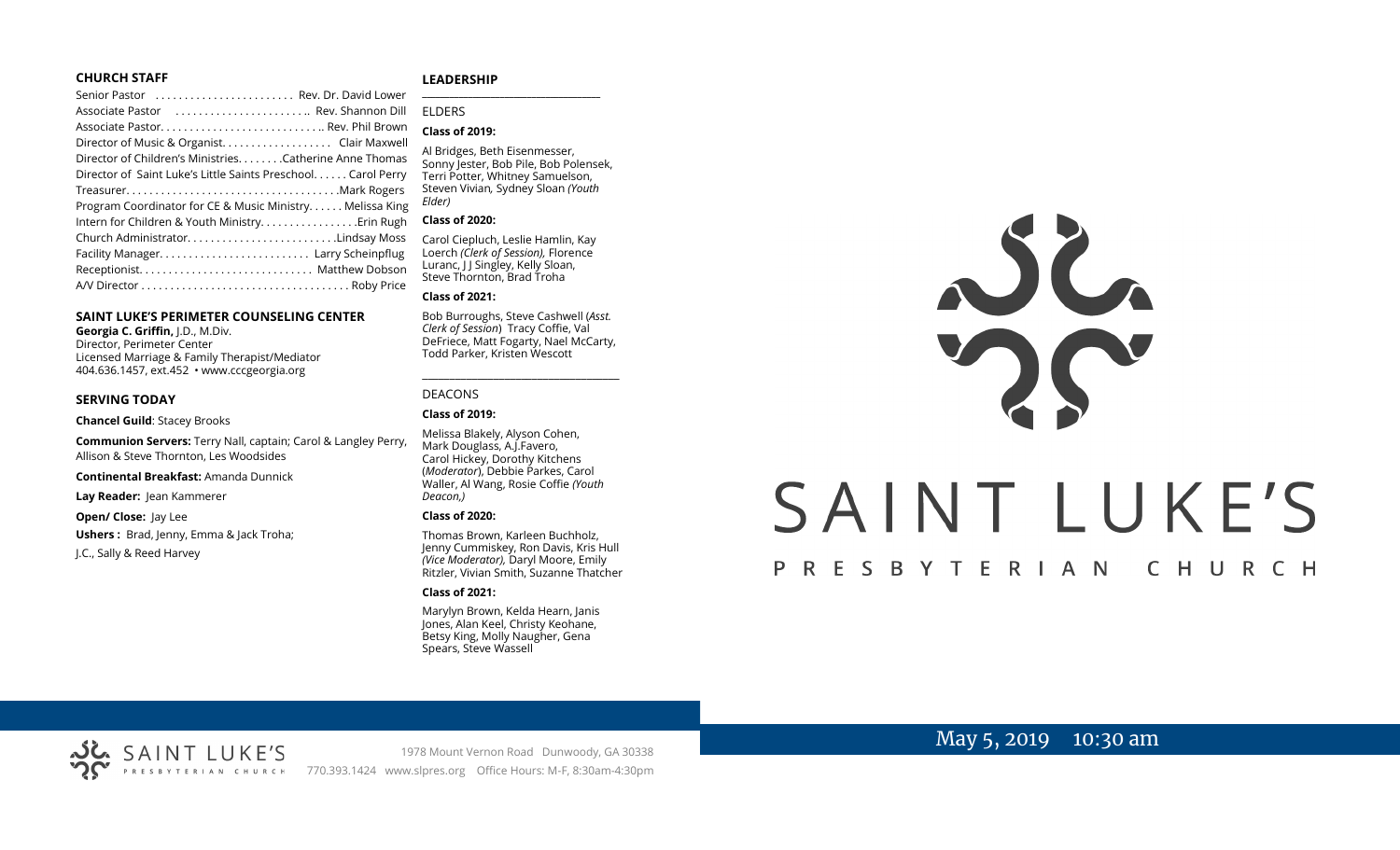## CHURCH STAFF

Senior Pastor . . . . . . . . . . . . . . . . . . . . . . . . Rev. Dr. David Lower
Associate Pastor . . . . . . . . . . . . . . . . . . . . . . .. Rev. Shannon Dill
Associate Pastor. . . . . . . . . . . . . . . . . . . . . . . . . . .. Rev. Phil Brown
Director of Music & Organist. . . . . . . . . . . . . . . . . . . Clair Maxwell
Director of Children's Ministries. . . . . . . .Catherine Anne Thomas
Director of Saint Luke's Little Saints Preschool. . . . . . Carol Perry
Treasurer. . . . . . . . . . . . . . . . . . . . . . . . . . . . . . . . . . . .Mark Rogers
Program Coordinator for CE & Music Ministry. . . . . . Melissa King
Intern for Children & Youth Ministry. . . . . . . . . . . . . . . . .Erin Rugh
Church Administrator. . . . . . . . . . . . . . . . . . . . . . . . . .Lindsay Moss
Facility Manager. . . . . . . . . . . . . . . . . . . . . . . . . Larry Scheinpflug
Receptionist. . . . . . . . . . . . . . . . . . . . . . . . . . . . . Matthew Dobson
A/V Director . . . . . . . . . . . . . . . . . . . . . . . . . . . . . . . . . . . Roby Price

## SAINT LUKE'S PERIMETER COUNSELING CENTER

**Georgia C. Griffin,** J.D., M.Div.
Director, Perimeter Center
Licensed Marriage & Family Therapist/Mediator
404.636.1457, ext.452 • www.cccgeorgia.org

## SERVING TODAY

**Chancel Guild**: Stacey Brooks

**Communion Servers:** Terry Nall, captain; Carol & Langley Perry, Allison & Steve Thornton, Les Woodsides

**Continental Breakfast:** Amanda Dunnick

**Lay Reader:** Jean Kammerer

**Open/ Close:** Jay Lee

**Ushers :** Brad, Jenny, Emma & Jack Troha;

J.C., Sally & Reed Harvey

## LEADERSHIP

ELDERS

**Class of 2019:**

Al Bridges, Beth Eisenmesser, Sonny Jester, Bob Pile, Bob Polensek, Terri Potter, Whitney Samuelson, Steven Vivian*,* Sydney Sloan *(Youth Elder)*

**Class of 2020:**

Carol Ciepluch, Leslie Hamlin, Kay Loerch *(Clerk of Session),* Florence Luranc, J J Singley, Kelly Sloan, Steve Thornton, Brad Troha

**Class of 2021:**

Bob Burroughs, Steve Cashwell (*Asst. Clerk of Session*) Tracy Coffie, Val DeFriece, Matt Fogarty, Nael McCarty, Todd Parker, Kristen Wescott

DEACONS

**Class of 2019:**

Melissa Blakely, Alyson Cohen, Mark Douglass, A.J.Favero, Carol Hickey, Dorothy Kitchens (*Moderator*), Debbie Parkes, Carol Waller, Al Wang, Rosie Coffie *(Youth Deacon,)*

**Class of 2020:**

Thomas Brown, Karleen Buchholz, Jenny Cummiskey, Ron Davis, Kris Hull *(Vice Moderator),* Daryl Moore, Emily Ritzler, Vivian Smith, Suzanne Thatcher

**Class of 2021:**

Marylyn Brown, Kelda Hearn, Janis Jones, Alan Keel, Christy Keohane, Betsy King, Molly Naugher, Gena Spears, Steve Wassell

# SAINT LUKE'S

## PRESBYTERIAN CHURCH

May 5, 2019 10:30 am

SAINT LUKE'S PRESBYTERIAN CHURCH

1978 Mount Vernon Road Dunwoody, GA 30338
770.393.1424 www.slpres.org Office Hours: M-F, 8:30am-4:30pm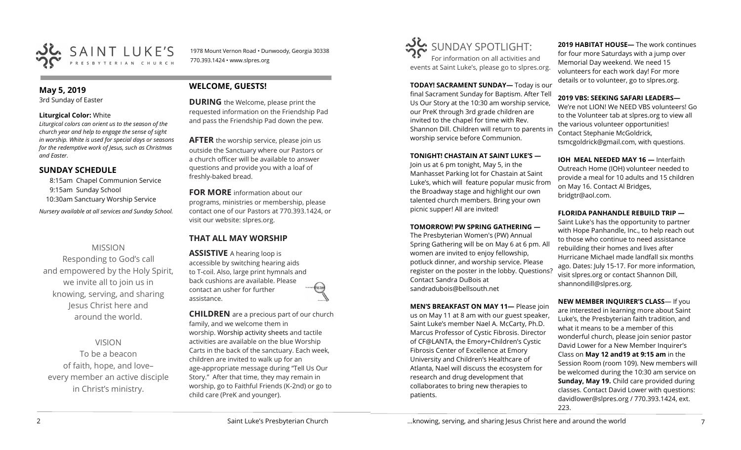SAINT LUKE'S PRESBYTERIAN CHURCH

1978 Mount Vernon Road • Dunwoody, Georgia 30338
770.393.1424 • www.slpres.org

## May 5, 2019

3rd Sunday of Easter

**Liturgical Color:** White

*Liturgical colors can orient us to the season of the church year and help to engage the sense of sight in worship. White is used for special days or seasons for the redemptive work of Jesus, such as Christmas and Easter.*

## SUNDAY SCHEDULE

8:15am Chapel Communion Service
9:15am Sunday School
10:30am Sanctuary Worship Service

*Nursery available at all services and Sunday School.*

MISSION

Responding to God's call and empowered by the Holy Spirit, we invite all to join us in knowing, serving, and sharing Jesus Christ here and around the world.

VISION

To be a beacon of faith, hope, and love– every member an active disciple in Christ's ministry.

## WELCOME, GUESTS!

**DURING** the Welcome, please print the requested information on the Friendship Pad and pass the Friendship Pad down the pew.

**AFTER** the worship service, please join us outside the Sanctuary where our Pastors or a church officer will be available to answer questions and provide you with a loaf of freshly-baked bread.

**FOR MORE** information about our programs, ministries or membership, please contact one of our Pastors at 770.393.1424, or visit our website: slpres.org.

## THAT ALL MAY WORSHIP

**ASSISTIVE** A hearing loop is accessible by switching hearing aids to T-coil. Also, large print hymnals and back cushions are available. Please contact an usher for further assistance.

**CHILDREN** are a precious part of our church family, and we welcome them in worship. Worship activity sheets and tactile activities are available on the blue Worship Carts in the back of the sanctuary. Each week, children are invited to walk up for an age-appropriate message during "Tell Us Our Story." After that time, they may remain in worship, go to Faithful Friends (K-2nd) or go to child care (PreK and younger).

## SUNDAY SPOTLIGHT:

For information on all activities and events at Saint Luke's, please go to slpres.org.

**TODAY! SACRAMENT SUNDAY—** Today is our final Sacrament Sunday for Baptism. After Tell Us Our Story at the 10:30 am worship service, our PreK through 3rd grade children are invited to the chapel for time with Rev. Shannon Dill. Children will return to parents in worship service before Communion.

**TONIGHT! CHASTAIN AT SAINT LUKE'S —** Join us at 6 pm tonight, May 5, in the Manhasset Parking lot for Chastain at Saint Luke's, which will feature popular music from the Broadway stage and highlight our own talented church members. Bring your own picnic supper! All are invited!

**TOMORROW! PW SPRING GATHERING —** The Presbyterian Women's (PW) Annual Spring Gathering will be on May 6 at 6 pm. All women are invited to enjoy fellowship, potluck dinner, and worship service. Please register on the poster in the lobby. Questions? Contact Sandra DuBois at sandradubois@bellsouth.net

**MEN'S BREAKFAST ON MAY 11—** Please join us on May 11 at 8 am with our guest speaker, Saint Luke's member Nael A. McCarty, Ph.D. Marcus Professor of Cystic Fibrosis. Director of CF@LANTA, the Emory+Children's Cystic Fibrosis Center of Excellence at Emory University and Children's Healthcare of Atlanta, Nael will discuss the ecosystem for research and drug development that collaborates to bring new therapies to patients.

**2019 HABITAT HOUSE—** The work continues for four more Saturdays with a jump over Memorial Day weekend. We need 15 volunteers for each work day! For more details or to volunteer, go to slpres.org.

**2019 VBS: SEEKING SAFARI LEADERS—** We're not LION! We NEED VBS volunteers! Go to the Volunteer tab at slpres.org to view all the various volunteer opportunities! Contact Stephanie McGoldrick, tsmcgoldrick@gmail.com, with questions.

**IOH MEAL NEEDED MAY 16 —** Interfaith Outreach Home (IOH) volunteer needed to provide a meal for 10 adults and 15 children on May 16. Contact Al Bridges, bridgtr@aol.com.

**FLORIDA PANHANDLE REBUILD TRIP —** Saint Luke's has the opportunity to partner with Hope Panhandle, Inc., to help reach out to those who continue to need assistance rebuilding their homes and lives after Hurricane Michael made landfall six months ago. Dates: July 15-17. For more information, visit slpres.org or contact Shannon Dill, shannondill@slpres.org.

**NEW MEMBER INQUIRER'S CLASS**— If you are interested in learning more about Saint Luke's, the Presbyterian faith tradition, and what it means to be a member of this wonderful church, please join senior pastor David Lower for a New Member Inquirer's Class on **May 12 and19 at 9:15 am** in the Session Room (room 109). New members will be welcomed during the 10:30 am service on **Sunday, May 19.** Child care provided during classes. Contact David Lower with questions: davidlower@slpres.org / 770.393.1424, ext. 223.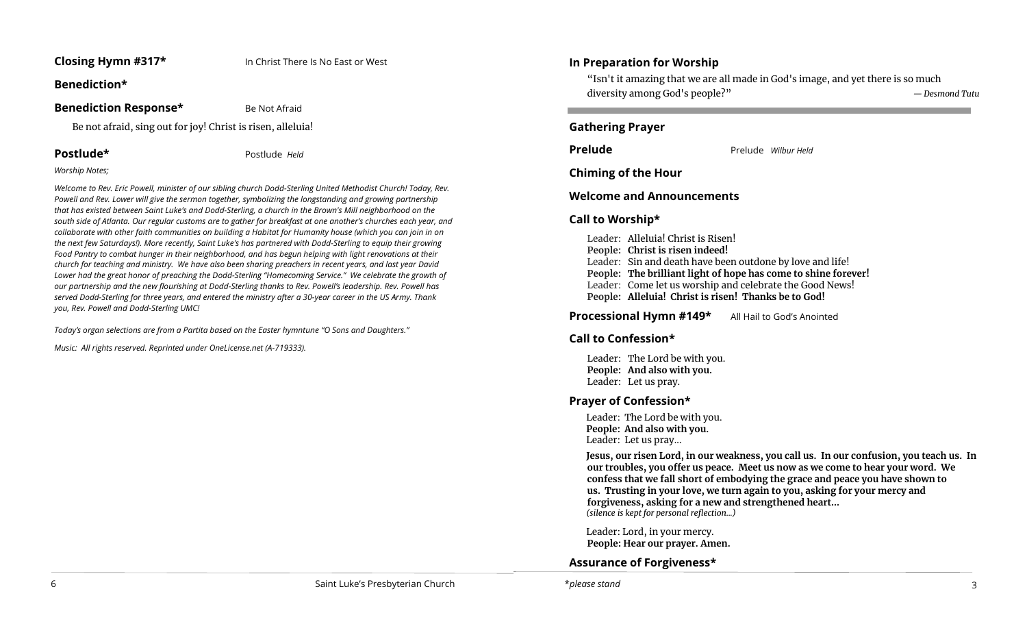**Closing Hymn #317*** In Christ There Is No East or West

**Benediction***

**Benediction Response*** Be Not Afraid

Be not afraid, sing out for joy! Christ is risen, alleluia!

**Postlude*** Postlude *Held*

*Worship Notes;*

*Welcome to Rev. Eric Powell, minister of our sibling church Dodd-Sterling United Methodist Church! Today, Rev. Powell and Rev. Lower will give the sermon together, symbolizing the longstanding and growing partnership that has existed between Saint Luke's and Dodd-Sterling, a church in the Brown's Mill neighborhood on the south side of Atlanta. Our regular customs are to gather for breakfast at one another's churches each year, and collaborate with other faith communities on building a Habitat for Humanity house (which you can join in on the next few Saturdays!). More recently, Saint Luke's has partnered with Dodd-Sterling to equip their growing Food Pantry to combat hunger in their neighborhood, and has begun helping with light renovations at their church for teaching and ministry. We have also been sharing preachers in recent years, and last year David Lower had the great honor of preaching the Dodd-Sterling "Homecoming Service." We celebrate the growth of our partnership and the new flourishing at Dodd-Sterling thanks to Rev. Powell's leadership. Rev. Powell has served Dodd-Sterling for three years, and entered the ministry after a 30-year career in the US Army. Thank you, Rev. Powell and Dodd-Sterling UMC!*

*Today's organ selections are from a Partita based on the Easter hymntune "O Sons and Daughters."*

*Music: All rights reserved. Reprinted under OneLicense.net (A-719333).*

## In Preparation for Worship

"Isn't it amazing that we are all made in God's image, and yet there is so much diversity among God's people?" *— Desmond Tutu*

**Gathering Prayer**

**Prelude** Prelude *Wilbur Held*

**Chiming of the Hour**

**Welcome and Announcements**

**Call to Worship***

Leader: Alleluia! Christ is Risen!
**People: Christ is risen indeed!**
Leader: Sin and death have been outdone by love and life!
**People: The brilliant light of hope has come to shine forever!**
Leader: Come let us worship and celebrate the Good News!
**People: Alleluia! Christ is risen! Thanks be to God!**

**Processional Hymn #149*** All Hail to God's Anointed

**Call to Confession***

Leader: The Lord be with you.
**People: And also with you.**
Leader: Let us pray.

**Prayer of Confession***

Leader: The Lord be with you.
**People: And also with you.**
Leader: Let us pray…

**Jesus, our risen Lord, in our weakness, you call us. In our confusion, you teach us. In our troubles, you offer us peace. Meet us now as we come to hear your word. We confess that we fall short of embodying the grace and peace you have shown to us. Trusting in your love, we turn again to you, asking for your mercy and forgiveness, asking for a new and strengthened heart…**
*(silence is kept for personal reflection…)*

Leader: Lord, in your mercy.
**People: Hear our prayer. Amen.**

**Assurance of Forgiveness***

*\*please stand*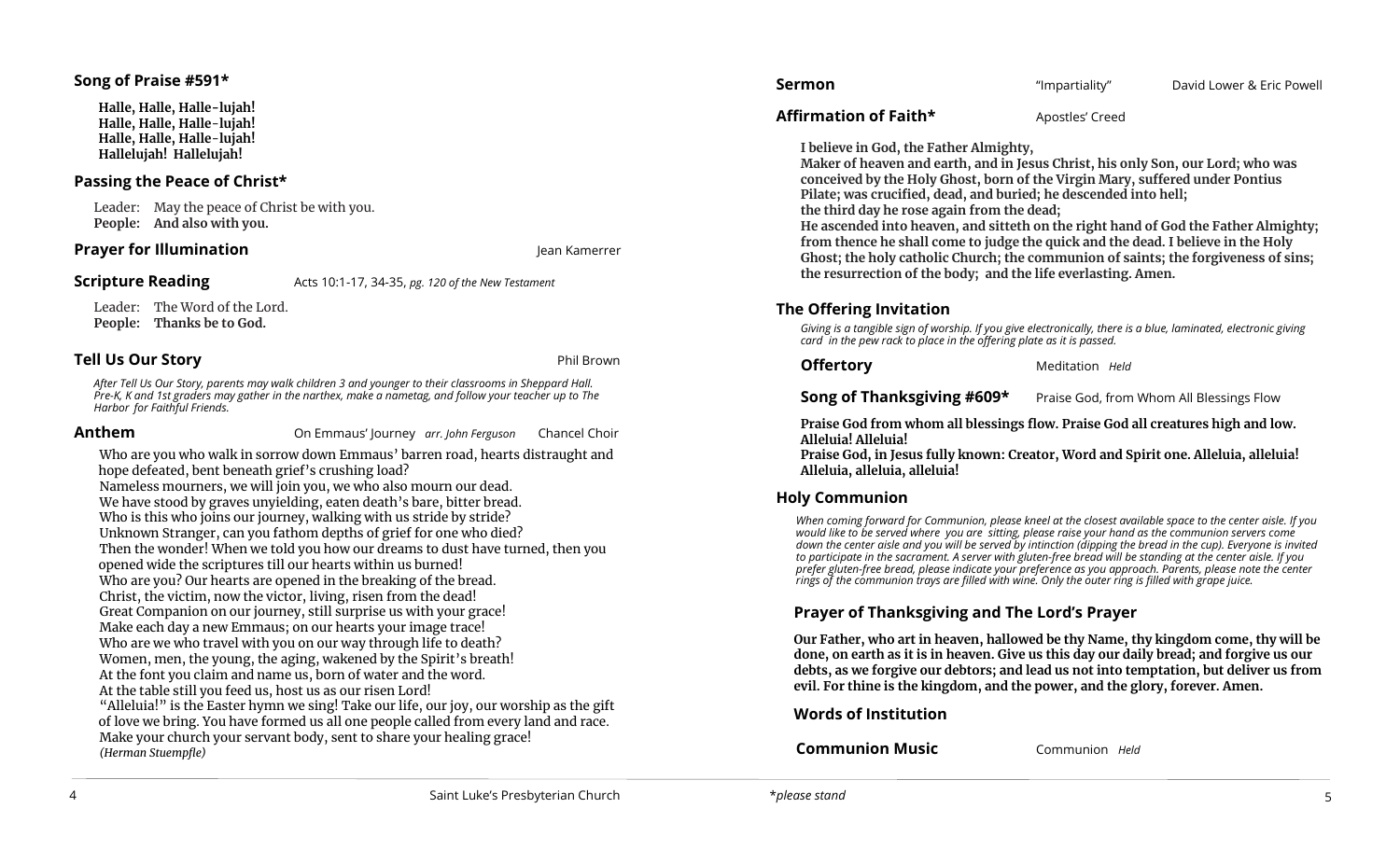## Song of Praise #591*

**Halle, Halle, Halle-lujah!**
**Halle, Halle, Halle-lujah!**
**Halle, Halle, Halle-lujah!**
**Hallelujah! Hallelujah!**

## Passing the Peace of Christ*

Leader: May the peace of Christ be with you.
**People: And also with you.**

## Prayer for Illumination

Jean Kamerrer

## Scripture Reading

Acts 10:1-17, 34-35, *pg. 120 of the New Testament*

Leader: The Word of the Lord.
**People: Thanks be to God.**

## Tell Us Our Story

Phil Brown

*After Tell Us Our Story, parents may walk children 3 and younger to their classrooms in Sheppard Hall. Pre-K, K and 1st graders may gather in the narthex, make a nametag, and follow your teacher up to The Harbor for Faithful Friends.*

## Anthem

On Emmaus' Journey *arr. John Ferguson* Chancel Choir

Who are you who walk in sorrow down Emmaus' barren road, hearts distraught and hope defeated, bent beneath grief's crushing load?
Nameless mourners, we will join you, we who also mourn our dead.
We have stood by graves unyielding, eaten death's bare, bitter bread.
Who is this who joins our journey, walking with us stride by stride?
Unknown Stranger, can you fathom depths of grief for one who died?
Then the wonder! When we told you how our dreams to dust have turned, then you opened wide the scriptures till our hearts within us burned!
Who are you? Our hearts are opened in the breaking of the bread.
Christ, the victim, now the victor, living, risen from the dead!
Great Companion on our journey, still surprise us with your grace!
Make each day a new Emmaus; on our hearts your image trace!
Who are we who travel with you on our way through life to death?
Women, men, the young, the aging, wakened by the Spirit's breath!
At the font you claim and name us, born of water and the word.
At the table still you feed us, host us as our risen Lord!
"Alleluia!" is the Easter hymn we sing! Take our life, our joy, our worship as the gift of love we bring. You have formed us all one people called from every land and race.
Make your church your servant body, sent to share your healing grace!
*(Herman Stuempfle)*

## Sermon

"Impartiality" David Lower & Eric Powell

## Affirmation of Faith*

Apostles' Creed

**I believe in God, the Father Almighty,**
**Maker of heaven and earth, and in Jesus Christ, his only Son, our Lord; who was conceived by the Holy Ghost, born of the Virgin Mary, suffered under Pontius Pilate; was crucified, dead, and buried; he descended into hell;**
**the third day he rose again from the dead;**
**He ascended into heaven, and sitteth on the right hand of God the Father Almighty; from thence he shall come to judge the quick and the dead. I believe in the Holy Ghost; the holy catholic Church; the communion of saints; the forgiveness of sins; the resurrection of the body; and the life everlasting. Amen.**

## The Offering Invitation

*Giving is a tangible sign of worship. If you give electronically, there is a blue, laminated, electronic giving card in the pew rack to place in the offering plate as it is passed.*

### Offertory

Meditation *Held*

### Song of Thanksgiving #609*

Praise God, from Whom All Blessings Flow

**Praise God from whom all blessings flow. Praise God all creatures high and low. Alleluia! Alleluia!**
**Praise God, in Jesus fully known: Creator, Word and Spirit one. Alleluia, alleluia! Alleluia, alleluia, alleluia!**

## Holy Communion

*When coming forward for Communion, please kneel at the closest available space to the center aisle. If you would like to be served where you are sitting, please raise your hand as the communion servers come down the center aisle and you will be served by intinction (dipping the bread in the cup). Everyone is invited to participate in the sacrament. A server with gluten-free bread will be standing at the center aisle. If you prefer gluten-free bread, please indicate your preference as you approach. Parents, please note the center rings of the communion trays are filled with wine. Only the outer ring is filled with grape juice.*

### Prayer of Thanksgiving and The Lord's Prayer

**Our Father, who art in heaven, hallowed be thy Name, thy kingdom come, thy will be done, on earth as it is in heaven. Give us this day our daily bread; and forgive us our debts, as we forgive our debtors; and lead us not into temptation, but deliver us from evil. For thine is the kingdom, and the power, and the glory, forever. Amen.**

### Words of Institution

### Communion Music

Communion *Held*

*\*please stand*